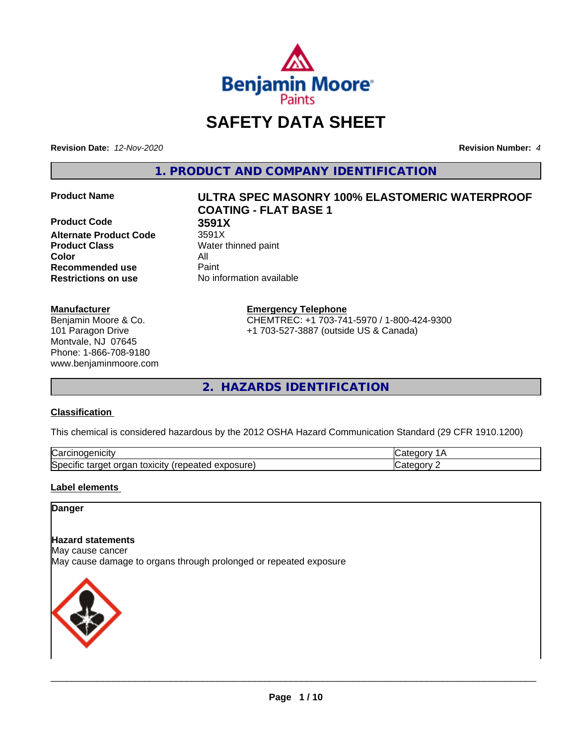Benjamin Moore Paints

# SAFETY DATA SHEET

**Revision Date:** *12-Nov-2020* **Revision Number:** *4*

## 1. PRODUCT AND COMPANY IDENTIFICATION

| | |
|---|---|
| **Product Name** | **ULTRA SPEC MASONRY 100% ELASTOMERIC WATERPROOF COATING - FLAT BASE 1** |
| **Product Code** | **3591X** |
| **Alternate Product Code** | 3591X |
| **Product Class** | Water thinned paint |
| **Color** | All |
| **Recommended use** | Paint |
| **Restrictions on use** | No information available |

**Manufacturer**
Benjamin Moore & Co.
101 Paragon Drive
Montvale, NJ 07645
Phone: 1-866-708-9180
www.benjaminmoore.com

**Emergency Telephone**
CHEMTREC: +1 703-741-5970 / 1-800-424-9300
+1 703-527-3887 (outside US & Canada)

## 2. HAZARDS IDENTIFICATION

### Classification

This chemical is considered hazardous by the 2012 OSHA Hazard Communication Standard (29 CFR 1910.1200)

| | |
|---|---|
| Carcinogenicity | Category 1A |
| Specific target organ toxicity (repeated exposure) | Category 2 |

### Label elements

**Danger**

**Hazard statements**
May cause cancer
May cause damage to organs through prolonged or repeated exposure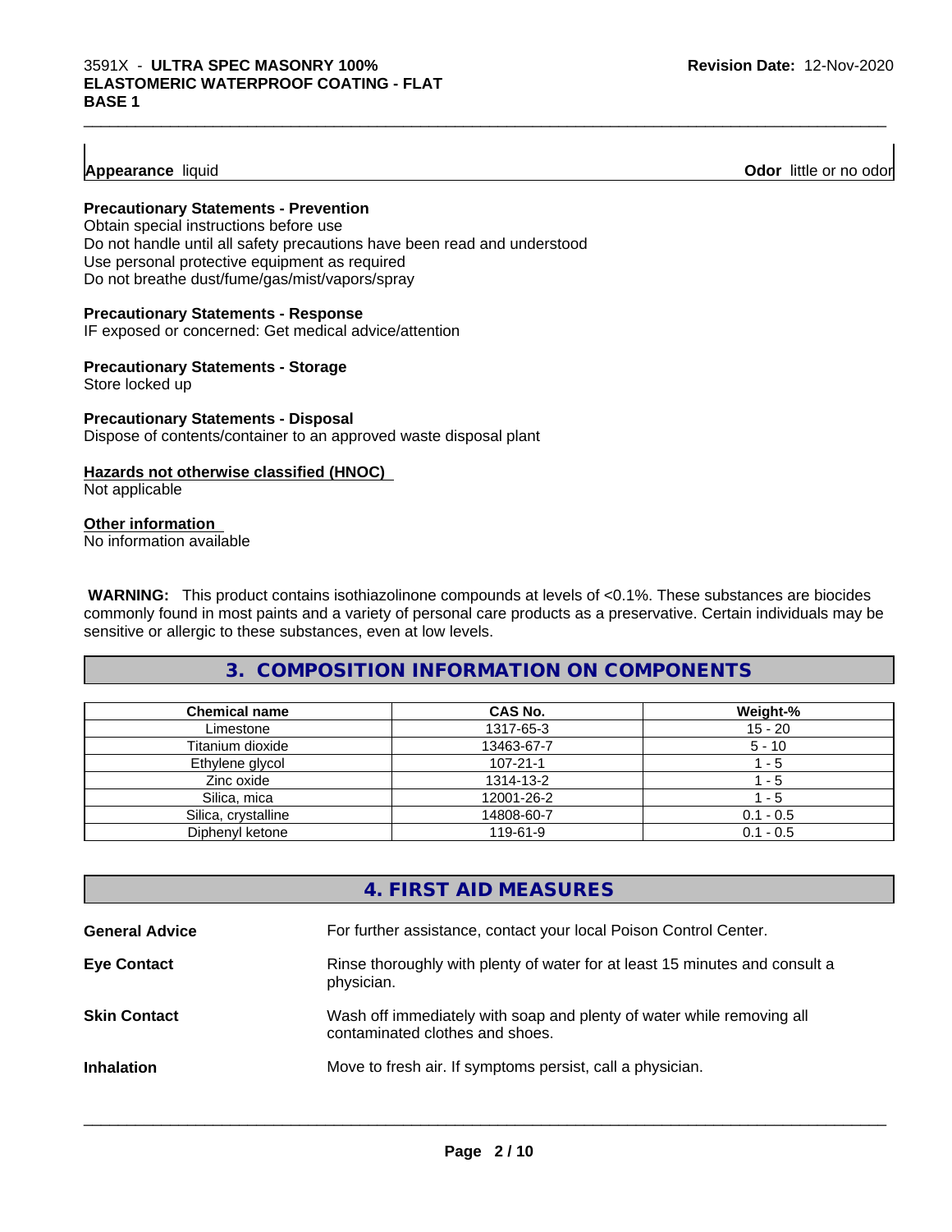**Appearance** liquid **Odor** little or no odor

**Precautionary Statements - Prevention**
Obtain special instructions before use
Do not handle until all safety precautions have been read and understood
Use personal protective equipment as required
Do not breathe dust/fume/gas/mist/vapors/spray

**Precautionary Statements - Response**
IF exposed or concerned: Get medical advice/attention

**Precautionary Statements - Storage**
Store locked up

**Precautionary Statements - Disposal**
Dispose of contents/container to an approved waste disposal plant

**Hazards not otherwise classified (HNOC)**
Not applicable

**Other information**
No information available

**WARNING:** This product contains isothiazolinone compounds at levels of <0.1%. These substances are biocides commonly found in most paints and a variety of personal care products as a preservative. Certain individuals may be sensitive or allergic to these substances, even at low levels.

## 3. COMPOSITION INFORMATION ON COMPONENTS

| Chemical name | CAS No. | Weight-% |
| --- | --- | --- |
| Limestone | 1317-65-3 | 15 - 20 |
| Titanium dioxide | 13463-67-7 | 5 - 10 |
| Ethylene glycol | 107-21-1 | 1 - 5 |
| Zinc oxide | 1314-13-2 | 1 - 5 |
| Silica, mica | 12001-26-2 | 1 - 5 |
| Silica, crystalline | 14808-60-7 | 0.1 - 0.5 |
| Diphenyl ketone | 119-61-9 | 0.1 - 0.5 |

## 4. FIRST AID MEASURES

**General Advice** For further assistance, contact your local Poison Control Center.

**Eye Contact** Rinse thoroughly with plenty of water for at least 15 minutes and consult a physician.

**Skin Contact** Wash off immediately with soap and plenty of water while removing all contaminated clothes and shoes.

**Inhalation** Move to fresh air. If symptoms persist, call a physician.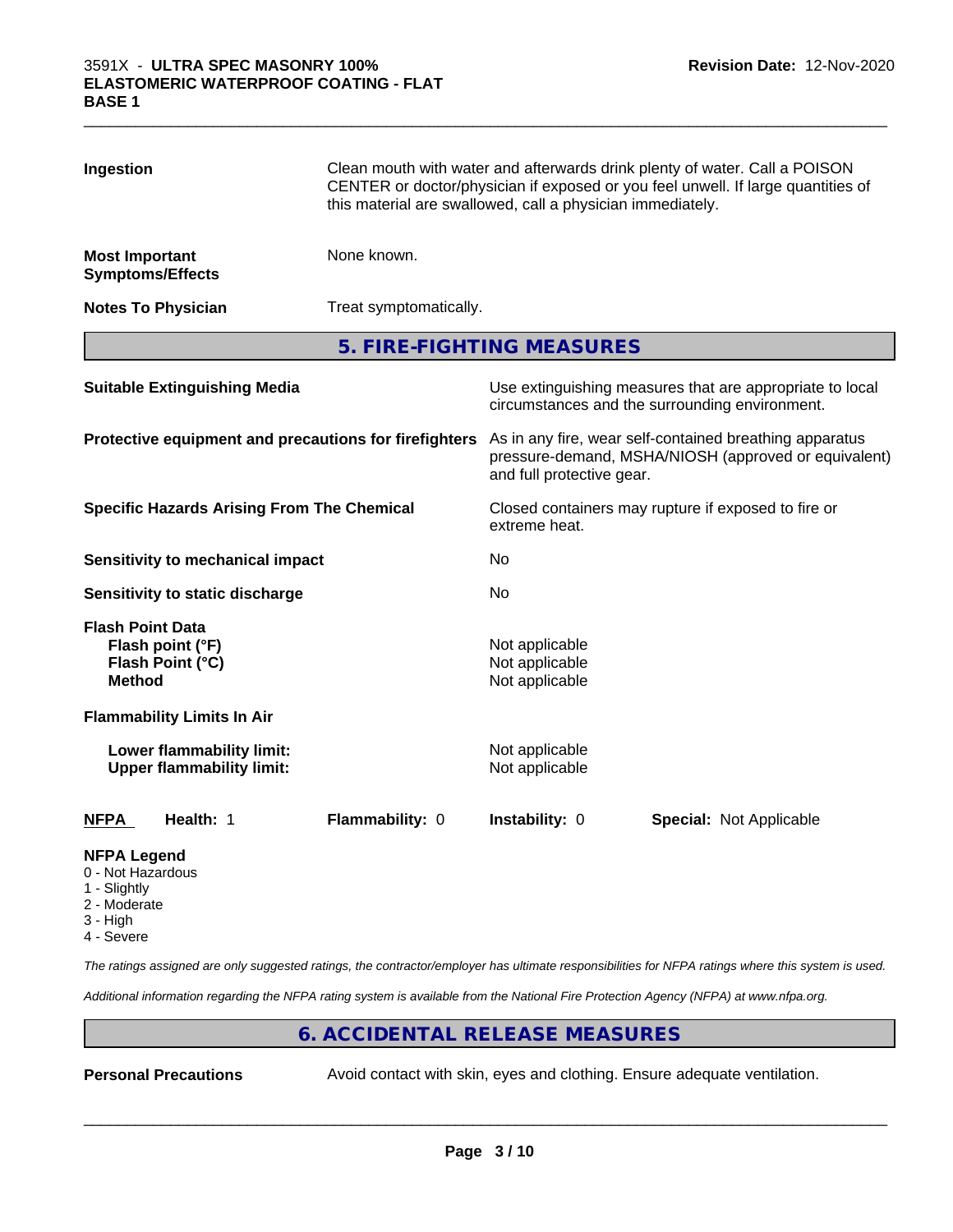**Ingestion** Clean mouth with water and afterwards drink plenty of water. Call a POISON CENTER or doctor/physician if exposed or you feel unwell. If large quantities of this material are swallowed, call a physician immediately.

**Most Important Symptoms/Effects** None known.

**Notes To Physician** Treat symptomatically.

## 5. FIRE-FIGHTING MEASURES

**Suitable Extinguishing Media** Use extinguishing measures that are appropriate to local circumstances and the surrounding environment.

**Protective equipment and precautions for firefighters** As in any fire, wear self-contained breathing apparatus pressure-demand, MSHA/NIOSH (approved or equivalent) and full protective gear.

**Specific Hazards Arising From The Chemical** Closed containers may rupture if exposed to fire or extreme heat.

**Sensitivity to mechanical impact** No

**Sensitivity to static discharge** No

**Flash Point Data**
**Flash point (°F)** Not applicable
**Flash Point (°C)** Not applicable
**Method** Not applicable

**Flammability Limits In Air**

**Lower flammability limit:** Not applicable
**Upper flammability limit:** Not applicable

| NFPA | Health: 1 | Flammability: 0 | Instability: 0 | Special: Not Applicable |
|---|---|---|---|---|

**NFPA Legend**
- 0 - Not Hazardous
- 1 - Slightly
- 2 - Moderate
- 3 - High
- 4 - Severe

*The ratings assigned are only suggested ratings, the contractor/employer has ultimate responsibilities for NFPA ratings where this system is used.*

*Additional information regarding the NFPA rating system is available from the National Fire Protection Agency (NFPA) at www.nfpa.org.*

## 6. ACCIDENTAL RELEASE MEASURES

**Personal Precautions** Avoid contact with skin, eyes and clothing. Ensure adequate ventilation.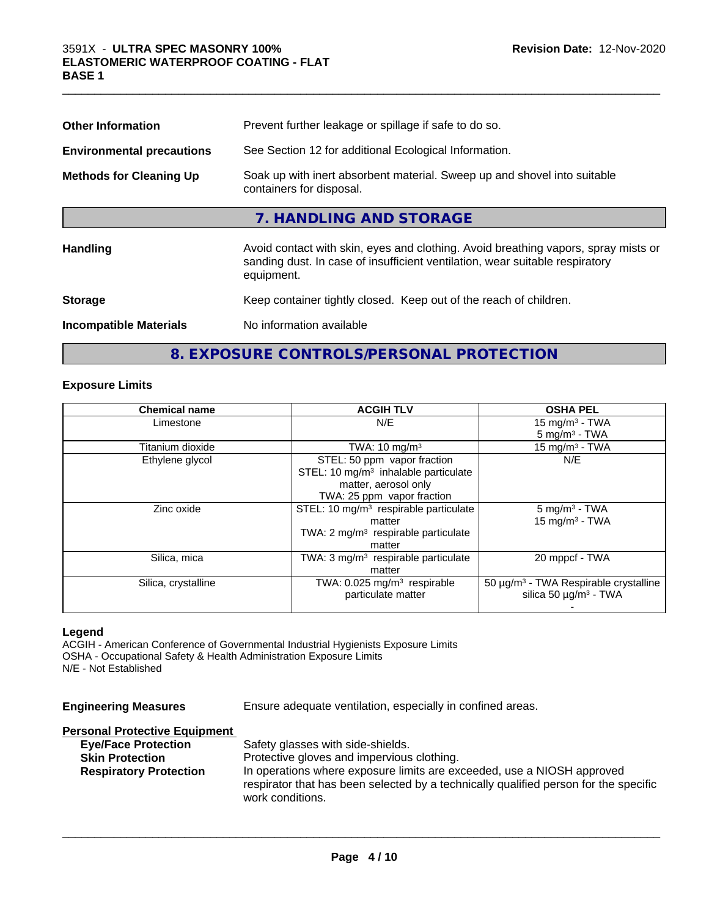| | |
|---|---|
| **Other Information** | Prevent further leakage or spillage if safe to do so. |
| **Environmental precautions** | See Section 12 for additional Ecological Information. |
| **Methods for Cleaning Up** | Soak up with inert absorbent material. Sweep up and shovel into suitable containers for disposal. |

## 7. HANDLING AND STORAGE

| | |
|---|---|
| **Handling** | Avoid contact with skin, eyes and clothing. Avoid breathing vapors, spray mists or sanding dust. In case of insufficient ventilation, wear suitable respiratory equipment. |
| **Storage** | Keep container tightly closed. Keep out of the reach of children. |
| **Incompatible Materials** | No information available |

## 8. EXPOSURE CONTROLS/PERSONAL PROTECTION

### Exposure Limits

| Chemical name | ACGIH TLV | OSHA PEL |
|---|---|---|
| Limestone | N/E | 15 mg/m³ - TWA<br>5 mg/m³ - TWA |
| Titanium dioxide | TWA: 10 mg/m³ | 15 mg/m³ - TWA |
| Ethylene glycol | STEL: 50 ppm vapor fraction<br>STEL: 10 mg/m³ inhalable particulate matter, aerosol only<br>TWA: 25 ppm vapor fraction | N/E |
| Zinc oxide | STEL: 10 mg/m³ respirable particulate matter<br>TWA: 2 mg/m³ respirable particulate matter | 5 mg/m³ - TWA<br>15 mg/m³ - TWA |
| Silica, mica | TWA: 3 mg/m³ respirable particulate matter | 20 mppcf - TWA |
| Silica, crystalline | TWA: 0.025 mg/m³ respirable particulate matter | 50 µg/m³ - TWA Respirable crystalline silica 50 µg/m³ - TWA<br>- |

**Legend**

ACGIH - American Conference of Governmental Industrial Hygienists Exposure Limits
OSHA - Occupational Safety & Health Administration Exposure Limits
N/E - Not Established

**Engineering Measures** Ensure adequate ventilation, especially in confined areas.

**Personal Protective Equipment**

| | |
|---|---|
| **Eye/Face Protection** | Safety glasses with side-shields. |
| **Skin Protection** | Protective gloves and impervious clothing. |
| **Respiratory Protection** | In operations where exposure limits are exceeded, use a NIOSH approved respirator that has been selected by a technically qualified person for the specific work conditions. |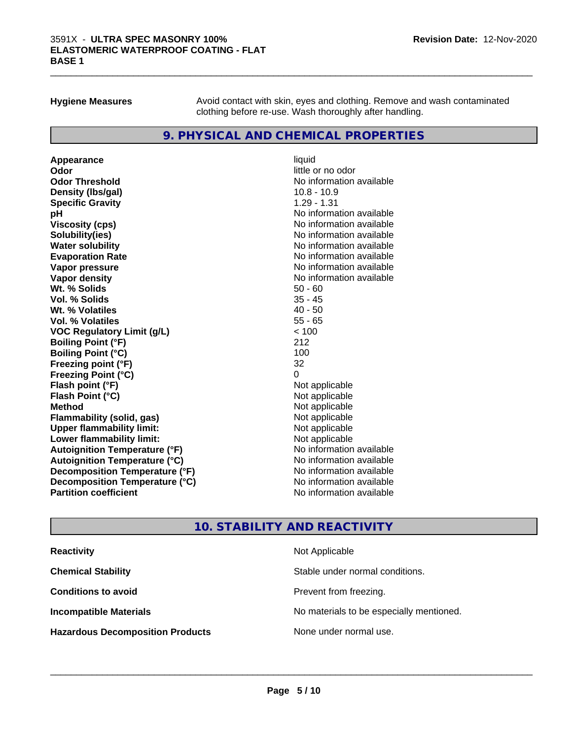**Hygiene Measures** Avoid contact with skin, eyes and clothing. Remove and wash contaminated clothing before re-use. Wash thoroughly after handling.

## 9. PHYSICAL AND CHEMICAL PROPERTIES

| Property | Value |
|---|---|
| **Appearance** | liquid |
| **Odor** | little or no odor |
| **Odor Threshold** | No information available |
| **Density (lbs/gal)** | 10.8 - 10.9 |
| **Specific Gravity** | 1.29 - 1.31 |
| **pH** | No information available |
| **Viscosity (cps)** | No information available |
| **Solubility(ies)** | No information available |
| **Water solubility** | No information available |
| **Evaporation Rate** | No information available |
| **Vapor pressure** | No information available |
| **Vapor density** | No information available |
| **Wt. % Solids** | 50 - 60 |
| **Vol. % Solids** | 35 - 45 |
| **Wt. % Volatiles** | 40 - 50 |
| **Vol. % Volatiles** | 55 - 65 |
| **VOC Regulatory Limit (g/L)** | < 100 |
| **Boiling Point (°F)** | 212 |
| **Boiling Point (°C)** | 100 |
| **Freezing point (°F)** | 32 |
| **Freezing Point (°C)** | 0 |
| **Flash point (°F)** | Not applicable |
| **Flash Point (°C)** | Not applicable |
| **Method** | Not applicable |
| **Flammability (solid, gas)** | Not applicable |
| **Upper flammability limit:** | Not applicable |
| **Lower flammability limit:** | Not applicable |
| **Autoignition Temperature (°F)** | No information available |
| **Autoignition Temperature (°C)** | No information available |
| **Decomposition Temperature (°F)** | No information available |
| **Decomposition Temperature (°C)** | No information available |
| **Partition coefficient** | No information available |

## 10. STABILITY AND REACTIVITY

| Property | Value |
|---|---|
| **Reactivity** | Not Applicable |
| **Chemical Stability** | Stable under normal conditions. |
| **Conditions to avoid** | Prevent from freezing. |
| **Incompatible Materials** | No materials to be especially mentioned. |
| **Hazardous Decomposition Products** | None under normal use. |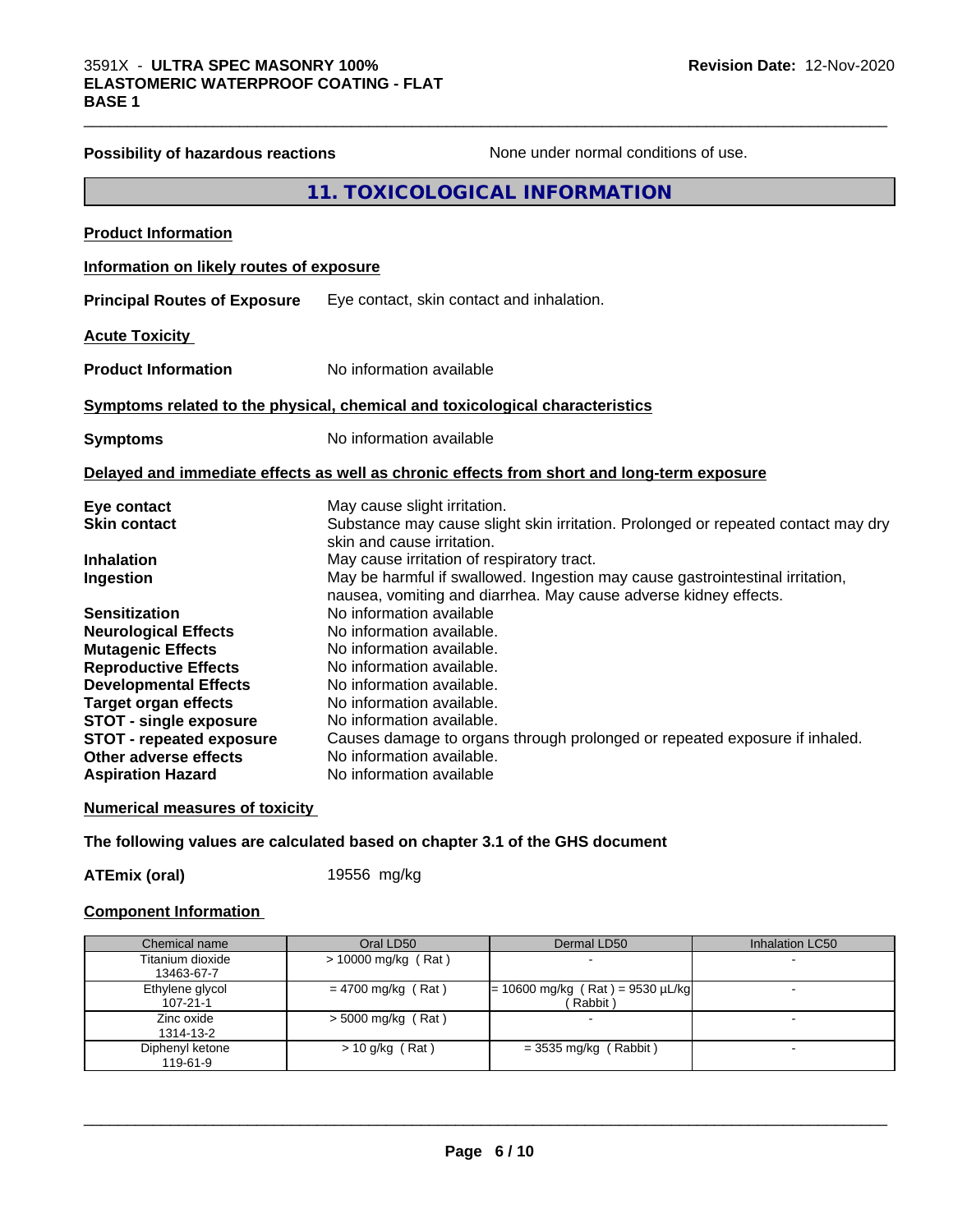**Possibility of hazardous reactions** None under normal conditions of use.

## 11. TOXICOLOGICAL INFORMATION

**Product Information**

**Information on likely routes of exposure**

**Principal Routes of Exposure** Eye contact, skin contact and inhalation.

**Acute Toxicity**

**Product Information** No information available

**Symptoms related to the physical, chemical and toxicological characteristics**

**Symptoms** No information available

**Delayed and immediate effects as well as chronic effects from short and long-term exposure**

**Eye contact** May cause slight irritation.
**Skin contact** Substance may cause slight skin irritation. Prolonged or repeated contact may dry skin and cause irritation.
**Inhalation** May cause irritation of respiratory tract.
**Ingestion** May be harmful if swallowed. Ingestion may cause gastrointestinal irritation, nausea, vomiting and diarrhea. May cause adverse kidney effects.
**Sensitization** No information available
**Neurological Effects** No information available.
**Mutagenic Effects** No information available.
**Reproductive Effects** No information available.
**Developmental Effects** No information available.
**Target organ effects** No information available.
**STOT - single exposure** No information available.
**STOT - repeated exposure** Causes damage to organs through prolonged or repeated exposure if inhaled.
**Other adverse effects** No information available.
**Aspiration Hazard** No information available

**Numerical measures of toxicity**

**The following values are calculated based on chapter 3.1 of the GHS document**

**ATEmix (oral)** 19556 mg/kg

**Component Information**

| Chemical name | Oral LD50 | Dermal LD50 | Inhalation LC50 |
|---|---|---|---|
| Titanium dioxide 13463-67-7 | > 10000 mg/kg ( Rat ) | - | - |
| Ethylene glycol 107-21-1 | = 4700 mg/kg ( Rat ) | = 10600 mg/kg ( Rat ) = 9530 µL/kg ( Rabbit ) | - |
| Zinc oxide 1314-13-2 | > 5000 mg/kg ( Rat ) | - | - |
| Diphenyl ketone 119-61-9 | > 10 g/kg ( Rat ) | = 3535 mg/kg ( Rabbit ) | - |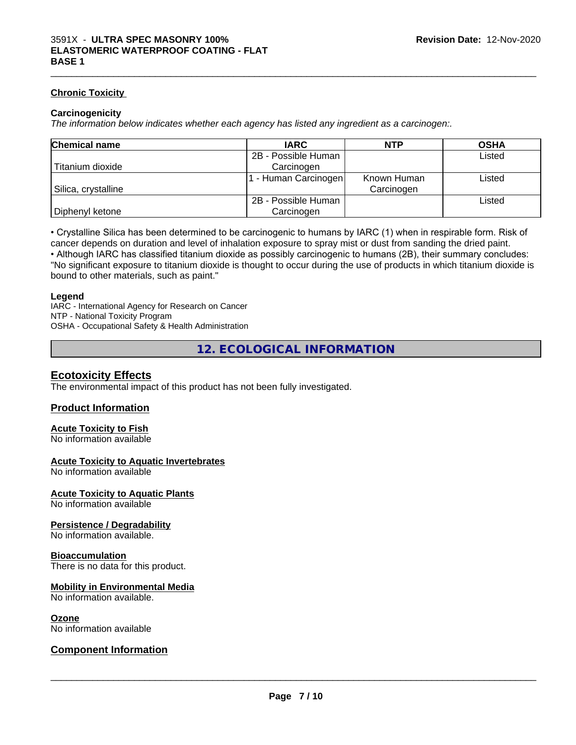#### Chronic Toxicity

**Carcinogenicity**

*The information below indicates whether each agency has listed any ingredient as a carcinogen:.*

| Chemical name | IARC | NTP | OSHA |
|---|---|---|---|
| Titanium dioxide | 2B - Possible Human Carcinogen | | Listed |
| Silica, crystalline | 1 - Human Carcinogen | Known Human Carcinogen | Listed |
| Diphenyl ketone | 2B - Possible Human Carcinogen | | Listed |

• Crystalline Silica has been determined to be carcinogenic to humans by IARC (1) when in respirable form. Risk of cancer depends on duration and level of inhalation exposure to spray mist or dust from sanding the dried paint.
• Although IARC has classified titanium dioxide as possibly carcinogenic to humans (2B), their summary concludes: "No significant exposure to titanium dioxide is thought to occur during the use of products in which titanium dioxide is bound to other materials, such as paint."

**Legend**

IARC - International Agency for Research on Cancer
NTP - National Toxicity Program
OSHA - Occupational Safety & Health Administration

## 12. ECOLOGICAL INFORMATION

### Ecotoxicity Effects

The environmental impact of this product has not been fully investigated.

### Product Information

#### Acute Toxicity to Fish

No information available

#### Acute Toxicity to Aquatic Invertebrates

No information available

#### Acute Toxicity to Aquatic Plants

No information available

#### Persistence / Degradability

No information available.

#### Bioaccumulation

There is no data for this product.

#### Mobility in Environmental Media

No information available.

#### Ozone

No information available

### Component Information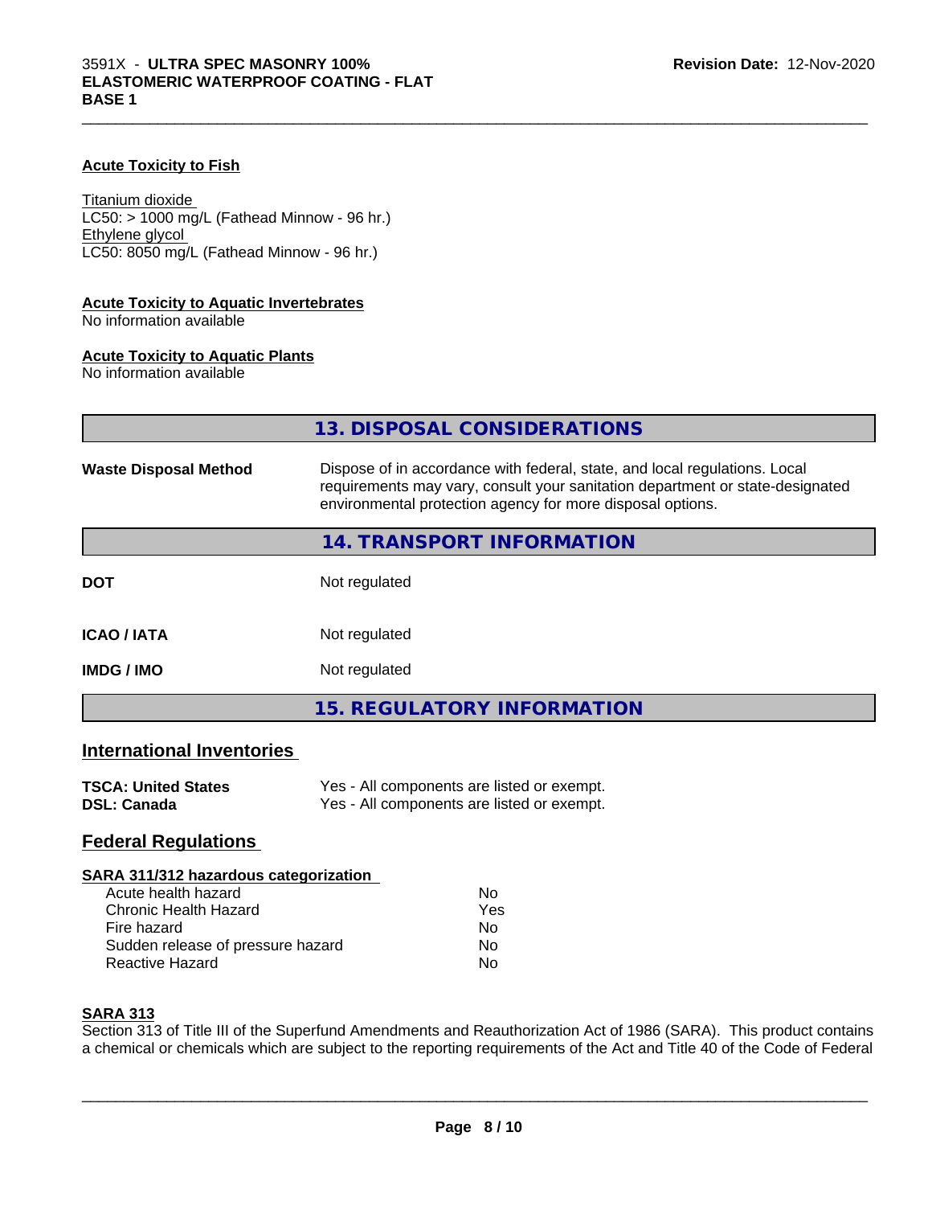**Acute Toxicity to Fish**

Titanium dioxide
LC50: > 1000 mg/L (Fathead Minnow - 96 hr.)
Ethylene glycol
LC50: 8050 mg/L (Fathead Minnow - 96 hr.)

**Acute Toxicity to Aquatic Invertebrates**
No information available

**Acute Toxicity to Aquatic Plants**
No information available

## 13. DISPOSAL CONSIDERATIONS

**Waste Disposal Method** Dispose of in accordance with federal, state, and local regulations. Local requirements may vary, consult your sanitation department or state-designated environmental protection agency for more disposal options.

## 14. TRANSPORT INFORMATION

| | |
|---|---|
| **DOT** | Not regulated |
| **ICAO / IATA** | Not regulated |
| **IMDG / IMO** | Not regulated |

## 15. REGULATORY INFORMATION

### International Inventories

| | |
|---|---|
| **TSCA: United States** | Yes - All components are listed or exempt. |
| **DSL: Canada** | Yes - All components are listed or exempt. |

### Federal Regulations

**SARA 311/312 hazardous categorization**

| | |
|---|---|
| Acute health hazard | No |
| Chronic Health Hazard | Yes |
| Fire hazard | No |
| Sudden release of pressure hazard | No |
| Reactive Hazard | No |

**SARA 313**
Section 313 of Title III of the Superfund Amendments and Reauthorization Act of 1986 (SARA). This product contains a chemical or chemicals which are subject to the reporting requirements of the Act and Title 40 of the Code of Federal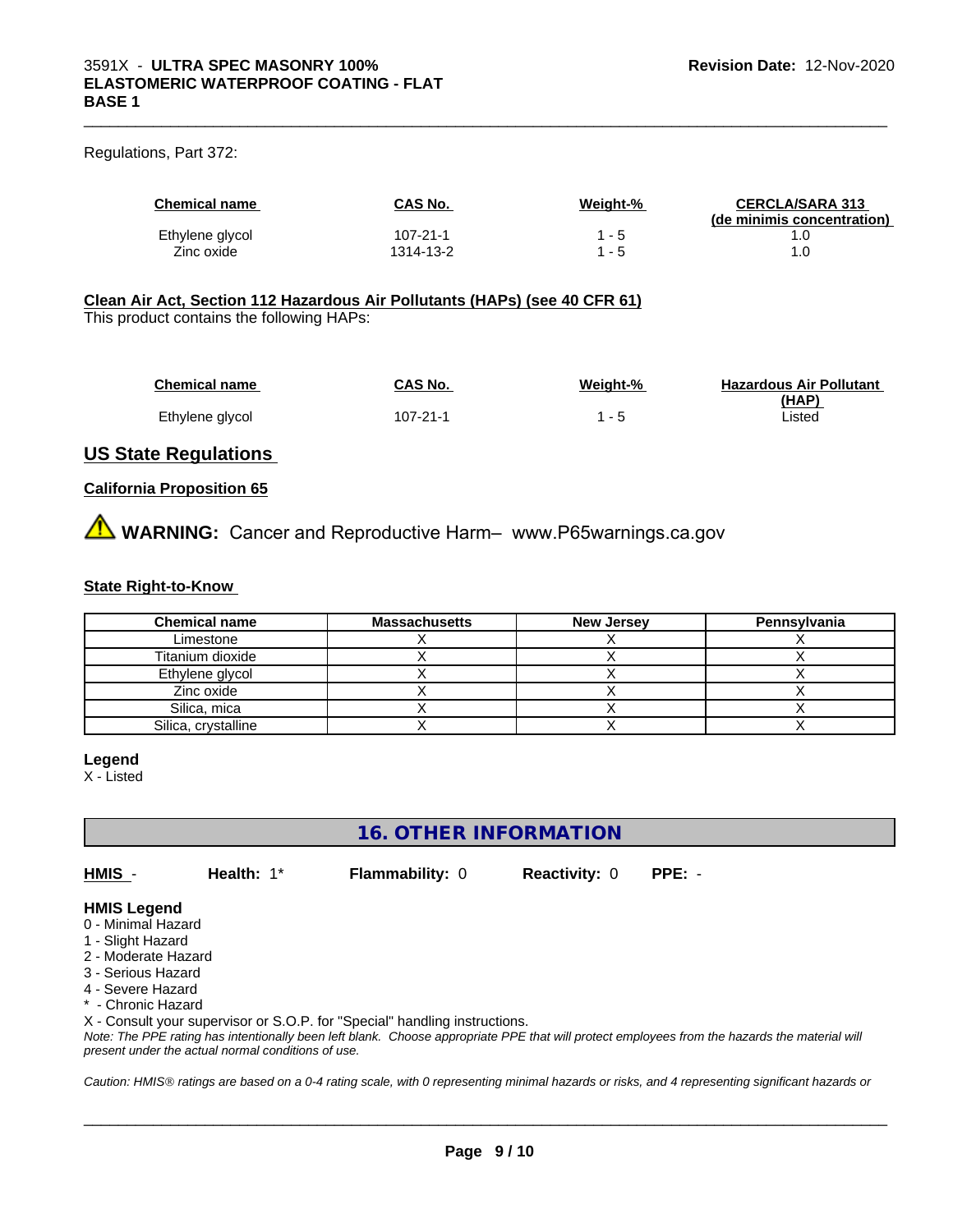Regulations, Part 372:

| Chemical name | CAS No. | Weight-% | CERCLA/SARA 313 (de minimis concentration) |
|---|---|---|---|
| Ethylene glycol | 107-21-1 | 1 - 5 | 1.0 |
| Zinc oxide | 1314-13-2 | 1 - 5 | 1.0 |

**Clean Air Act, Section 112 Hazardous Air Pollutants (HAPs) (see 40 CFR 61)**

This product contains the following HAPs:

| Chemical name | CAS No. | Weight-% | Hazardous Air Pollutant (HAP) |
|---|---|---|---|
| Ethylene glycol | 107-21-1 | 1 - 5 | Listed |

## US State Regulations

**California Proposition 65**

⚠ **WARNING:** Cancer and Reproductive Harm– www.P65warnings.ca.gov

**State Right-to-Know**

| Chemical name | Massachusetts | New Jersey | Pennsylvania |
|---|---|---|---|
| Limestone | X | X | X |
| Titanium dioxide | X | X | X |
| Ethylene glycol | X | X | X |
| Zinc oxide | X | X | X |
| Silica, mica | X | X | X |
| Silica, crystalline | X | X | X |

**Legend**

X - Listed

## 16. OTHER INFORMATION

**HMIS** - **Health:** 1* **Flammability:** 0 **Reactivity:** 0 **PPE:** -

**HMIS Legend**

0 - Minimal Hazard
1 - Slight Hazard
2 - Moderate Hazard
3 - Serious Hazard
4 - Severe Hazard
* - Chronic Hazard
X - Consult your supervisor or S.O.P. for "Special" handling instructions.

*Note: The PPE rating has intentionally been left blank. Choose appropriate PPE that will protect employees from the hazards the material will present under the actual normal conditions of use.*

*Caution: HMIS® ratings are based on a 0-4 rating scale, with 0 representing minimal hazards or risks, and 4 representing significant hazards or*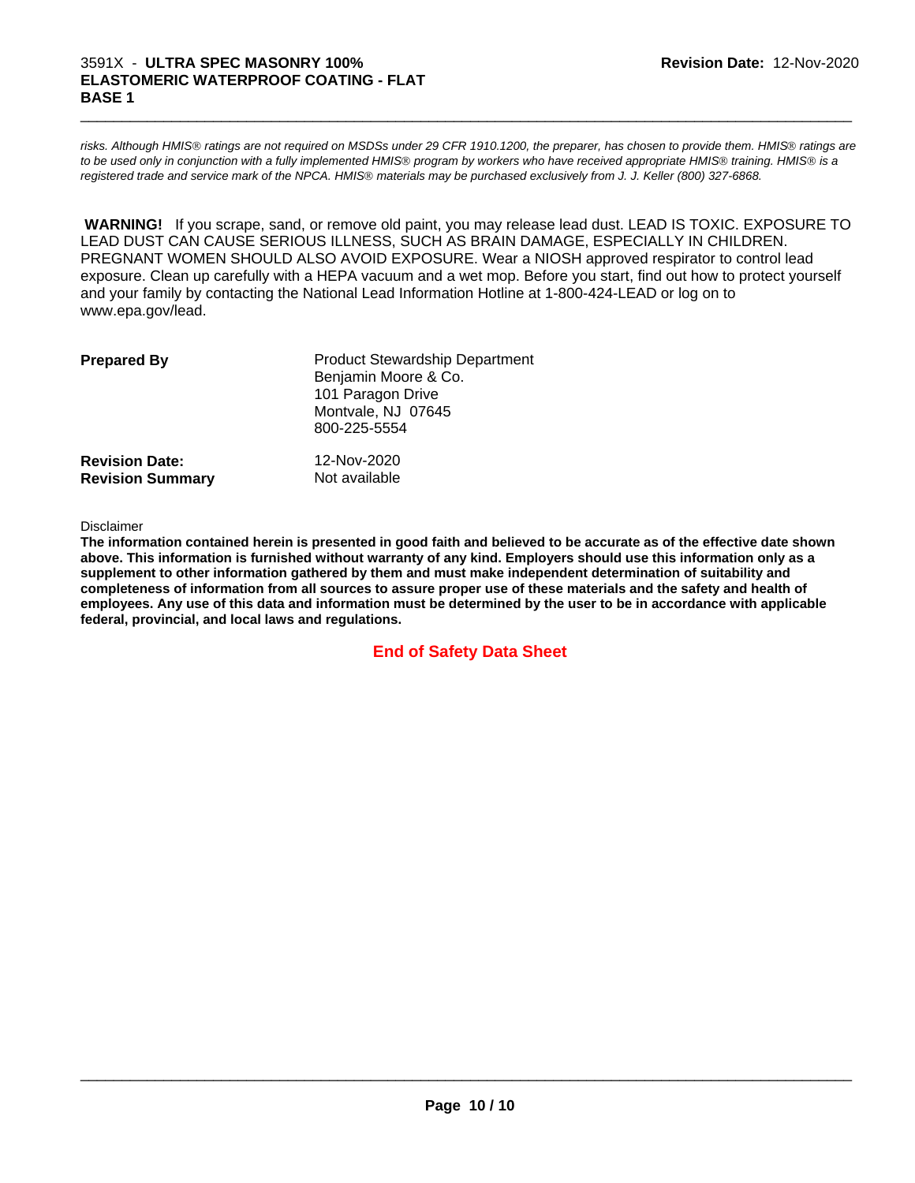*risks. Although HMIS® ratings are not required on MSDSs under 29 CFR 1910.1200, the preparer, has chosen to provide them. HMIS® ratings are to be used only in conjunction with a fully implemented HMIS® program by workers who have received appropriate HMIS® training. HMIS® is a registered trade and service mark of the NPCA. HMIS® materials may be purchased exclusively from J. J. Keller (800) 327-6868.*

**WARNING!** If you scrape, sand, or remove old paint, you may release lead dust. LEAD IS TOXIC. EXPOSURE TO LEAD DUST CAN CAUSE SERIOUS ILLNESS, SUCH AS BRAIN DAMAGE, ESPECIALLY IN CHILDREN. PREGNANT WOMEN SHOULD ALSO AVOID EXPOSURE. Wear a NIOSH approved respirator to control lead exposure. Clean up carefully with a HEPA vacuum and a wet mop. Before you start, find out how to protect yourself and your family by contacting the National Lead Information Hotline at 1-800-424-LEAD or log on to www.epa.gov/lead.

| | |
|---|---|
| **Prepared By** | Product Stewardship Department<br>Benjamin Moore & Co.<br>101 Paragon Drive<br>Montvale, NJ 07645<br>800-225-5554 |
| **Revision Date:** | 12-Nov-2020 |
| **Revision Summary** | Not available |

Disclaimer

**The information contained herein is presented in good faith and believed to be accurate as of the effective date shown above. This information is furnished without warranty of any kind. Employers should use this information only as a supplement to other information gathered by them and must make independent determination of suitability and completeness of information from all sources to assure proper use of these materials and the safety and health of employees. Any use of this data and information must be determined by the user to be in accordance with applicable federal, provincial, and local laws and regulations.**

**End of Safety Data Sheet**